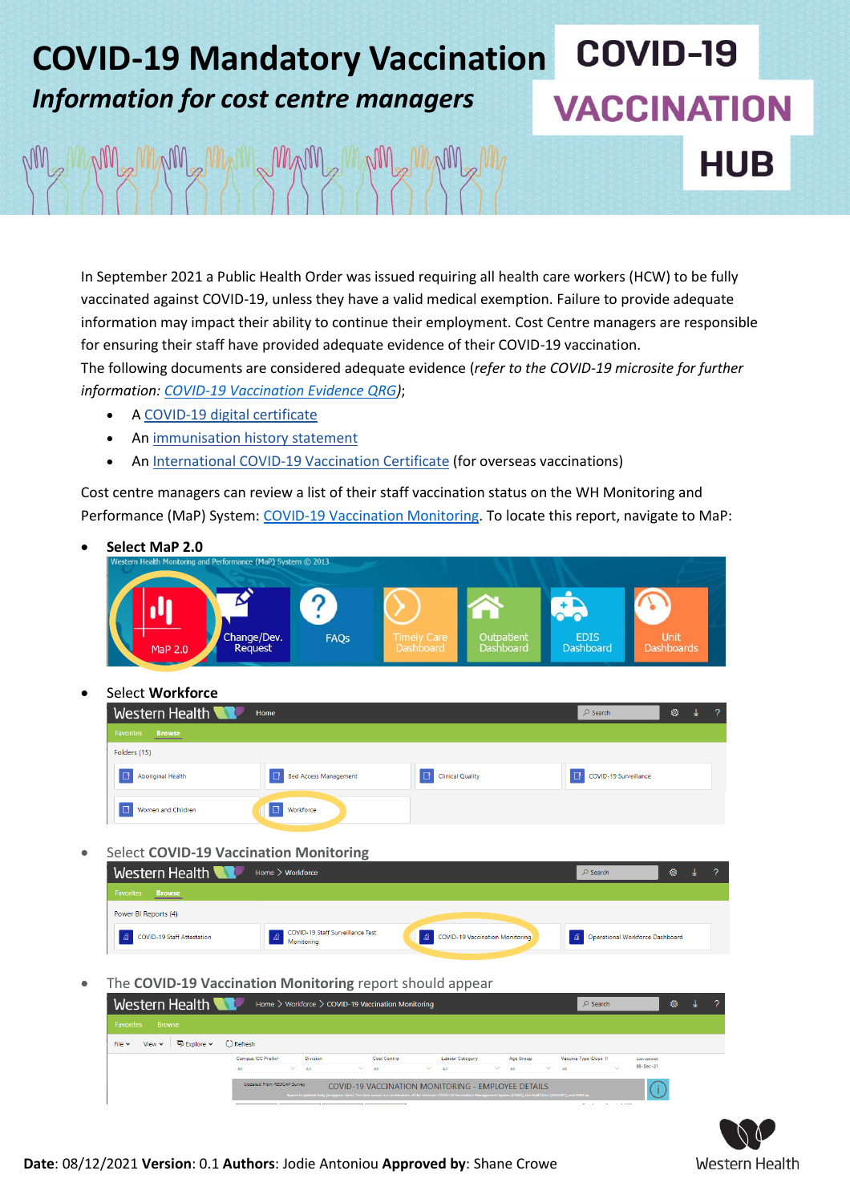# COVID-19 Mandatory Vaccination

***Information for cost centre managers***

COVID-19 VACCINATION HUB

In September 2021 a Public Health Order was issued requiring all health care workers (HCW) to be fully vaccinated against COVID-19, unless they have a valid medical exemption. Failure to provide adequate information may impact their ability to continue their employment. Cost Centre managers are responsible for ensuring their staff have provided adequate evidence of their COVID-19 vaccination.

The following documents are considered adequate evidence (*refer to the COVID-19 microsite for further information: COVID-19 Vaccination Evidence QRG*);

- A COVID-19 digital certificate
- An immunisation history statement
- An International COVID-19 Vaccination Certificate (for overseas vaccinations)

Cost centre managers can review a list of their staff vaccination status on the WH Monitoring and Performance (MaP) System: COVID-19 Vaccination Monitoring. To locate this report, navigate to MaP:

- **Select MaP 2.0**
- Select **Workforce**
- Select **COVID-19 Vaccination Monitoring**
- The **COVID-19 Vaccination Monitoring** report should appear

**Date**: 08/12/2021 **Version**: 0.1 **Authors**: Jodie Antoniou **Approved by**: Shane Crowe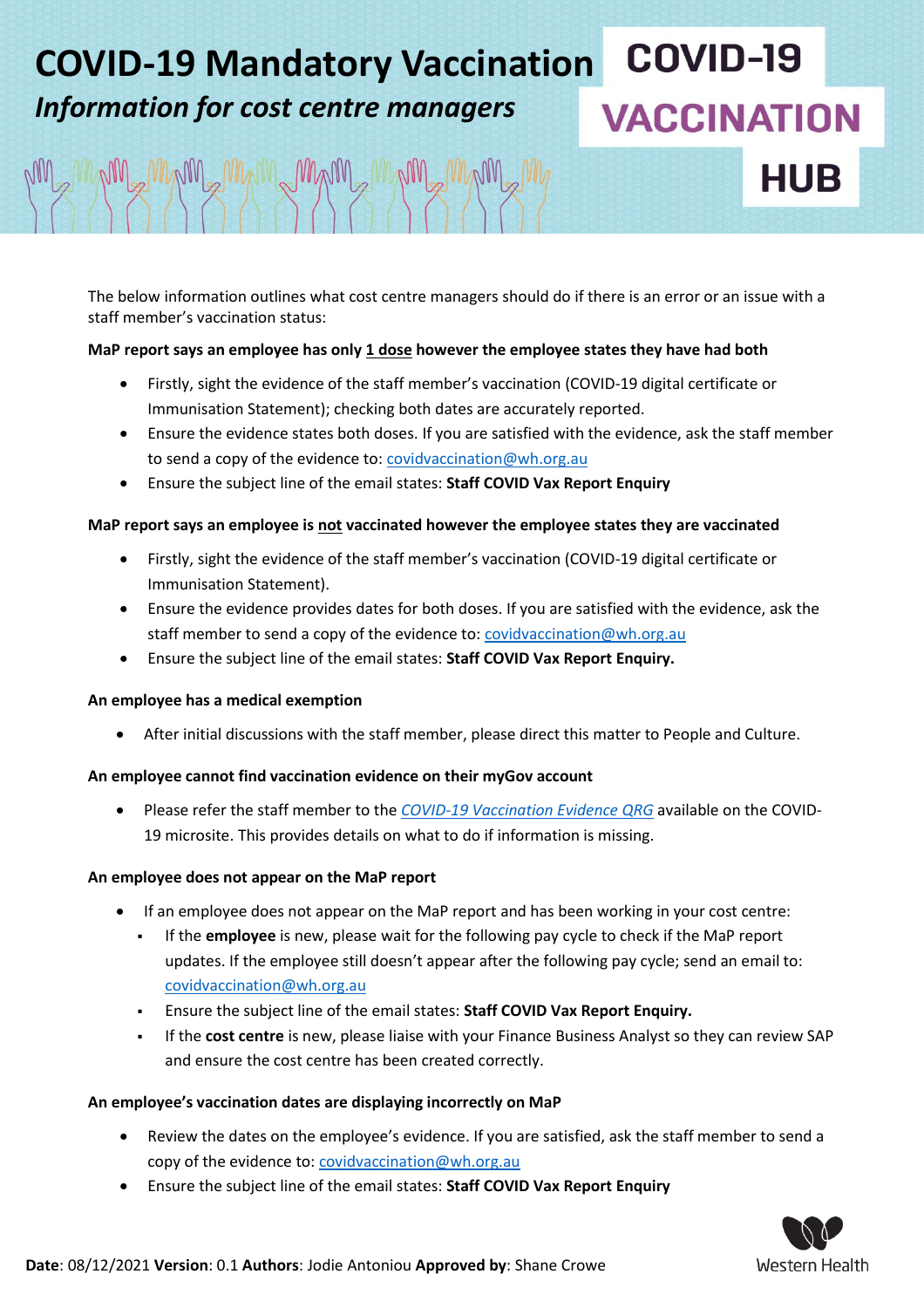# COVID-19 Mandatory Vaccination

***Information for cost centre managers***

COVID-19 VACCINATION HUB

The below information outlines what cost centre managers should do if there is an error or an issue with a staff member's vaccination status:

**MaP report says an employee has only 1 dose however the employee states they have had both**

- Firstly, sight the evidence of the staff member's vaccination (COVID-19 digital certificate or Immunisation Statement); checking both dates are accurately reported.
- Ensure the evidence states both doses. If you are satisfied with the evidence, ask the staff member to send a copy of the evidence to: covidvaccination@wh.org.au
- Ensure the subject line of the email states: **Staff COVID Vax Report Enquiry**

**MaP report says an employee is not vaccinated however the employee states they are vaccinated**

- Firstly, sight the evidence of the staff member's vaccination (COVID-19 digital certificate or Immunisation Statement).
- Ensure the evidence provides dates for both doses. If you are satisfied with the evidence, ask the staff member to send a copy of the evidence to: covidvaccination@wh.org.au
- Ensure the subject line of the email states: **Staff COVID Vax Report Enquiry.**

**An employee has a medical exemption**

- After initial discussions with the staff member, please direct this matter to People and Culture.

**An employee cannot find vaccination evidence on their myGov account**

- Please refer the staff member to the *COVID-19 Vaccination Evidence QRG* available on the COVID-19 microsite. This provides details on what to do if information is missing.

**An employee does not appear on the MaP report**

- If an employee does not appear on the MaP report and has been working in your cost centre:
  - If the **employee** is new, please wait for the following pay cycle to check if the MaP report updates. If the employee still doesn't appear after the following pay cycle; send an email to: covidvaccination@wh.org.au
  - Ensure the subject line of the email states: **Staff COVID Vax Report Enquiry.**
  - If the **cost centre** is new, please liaise with your Finance Business Analyst so they can review SAP and ensure the cost centre has been created correctly.

**An employee's vaccination dates are displaying incorrectly on MaP**

- Review the dates on the employee's evidence. If you are satisfied, ask the staff member to send a copy of the evidence to: covidvaccination@wh.org.au
- Ensure the subject line of the email states: **Staff COVID Vax Report Enquiry**

**Date**: 08/12/2021 **Version**: 0.1 **Authors**: Jodie Antoniou **Approved by**: Shane Crowe

Western Health